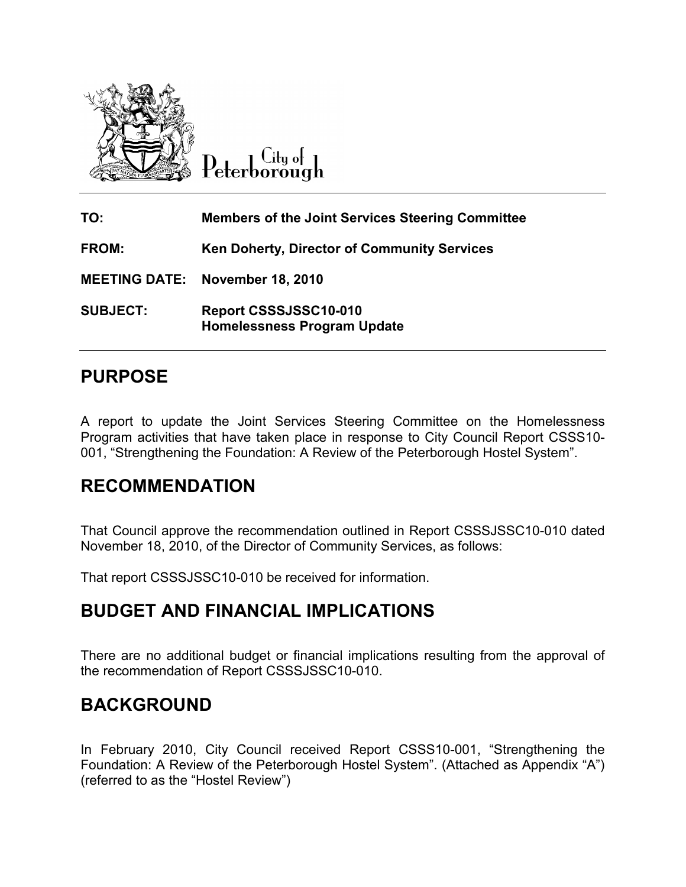City of Peterborough

| | |
|---|---|
| **TO:** | **Members of the Joint Services Steering Committee** |
| **FROM:** | **Ken Doherty, Director of Community Services** |
| **MEETING DATE:** | **November 18, 2010** |
| **SUBJECT:** | **Report CSSSJSSC10-010**<br>**Homelessness Program Update** |

# PURPOSE

A report to update the Joint Services Steering Committee on the Homelessness Program activities that have taken place in response to City Council Report CSSS10-001, "Strengthening the Foundation: A Review of the Peterborough Hostel System".

# RECOMMENDATION

That Council approve the recommendation outlined in Report CSSSJSSC10-010 dated November 18, 2010, of the Director of Community Services, as follows:

That report CSSSJSSC10-010 be received for information.

# BUDGET AND FINANCIAL IMPLICATIONS

There are no additional budget or financial implications resulting from the approval of the recommendation of Report CSSSJSSC10-010.

# BACKGROUND

In February 2010, City Council received Report CSSS10-001, "Strengthening the Foundation: A Review of the Peterborough Hostel System". (Attached as Appendix "A") (referred to as the "Hostel Review")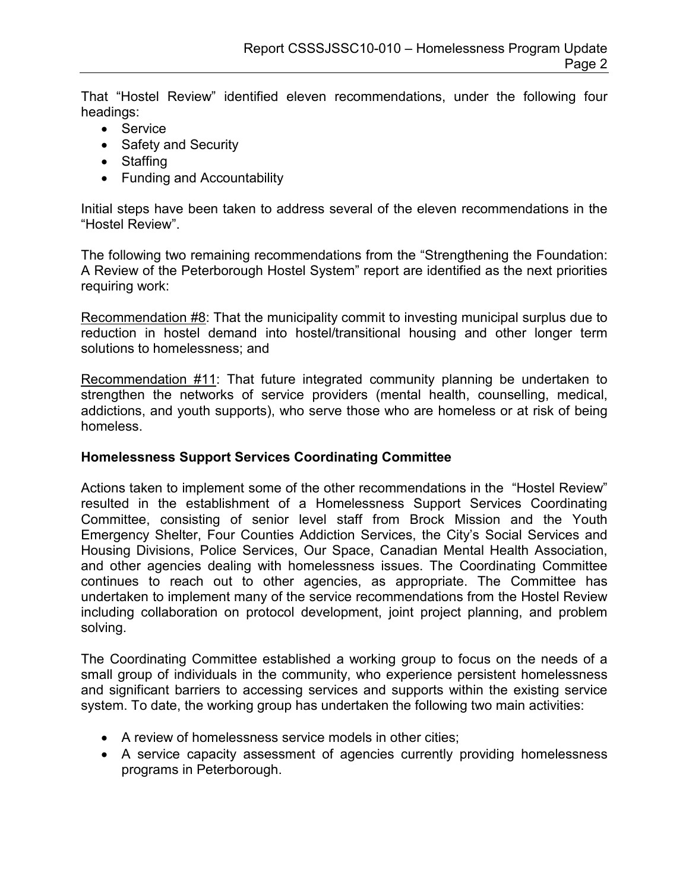That "Hostel Review" identified eleven recommendations, under the following four headings:

- Service
- Safety and Security
- Staffing
- Funding and Accountability

Initial steps have been taken to address several of the eleven recommendations in the "Hostel Review".

The following two remaining recommendations from the "Strengthening the Foundation: A Review of the Peterborough Hostel System" report are identified as the next priorities requiring work:

<u>Recommendation #8</u>: That the municipality commit to investing municipal surplus due to reduction in hostel demand into hostel/transitional housing and other longer term solutions to homelessness; and

<u>Recommendation #11</u>: That future integrated community planning be undertaken to strengthen the networks of service providers (mental health, counselling, medical, addictions, and youth supports), who serve those who are homeless or at risk of being homeless.

**Homelessness Support Services Coordinating Committee**

Actions taken to implement some of the other recommendations in the "Hostel Review" resulted in the establishment of a Homelessness Support Services Coordinating Committee, consisting of senior level staff from Brock Mission and the Youth Emergency Shelter, Four Counties Addiction Services, the City's Social Services and Housing Divisions, Police Services, Our Space, Canadian Mental Health Association, and other agencies dealing with homelessness issues. The Coordinating Committee continues to reach out to other agencies, as appropriate. The Committee has undertaken to implement many of the service recommendations from the Hostel Review including collaboration on protocol development, joint project planning, and problem solving.

The Coordinating Committee established a working group to focus on the needs of a small group of individuals in the community, who experience persistent homelessness and significant barriers to accessing services and supports within the existing service system. To date, the working group has undertaken the following two main activities:

- A review of homelessness service models in other cities;
- A service capacity assessment of agencies currently providing homelessness programs in Peterborough.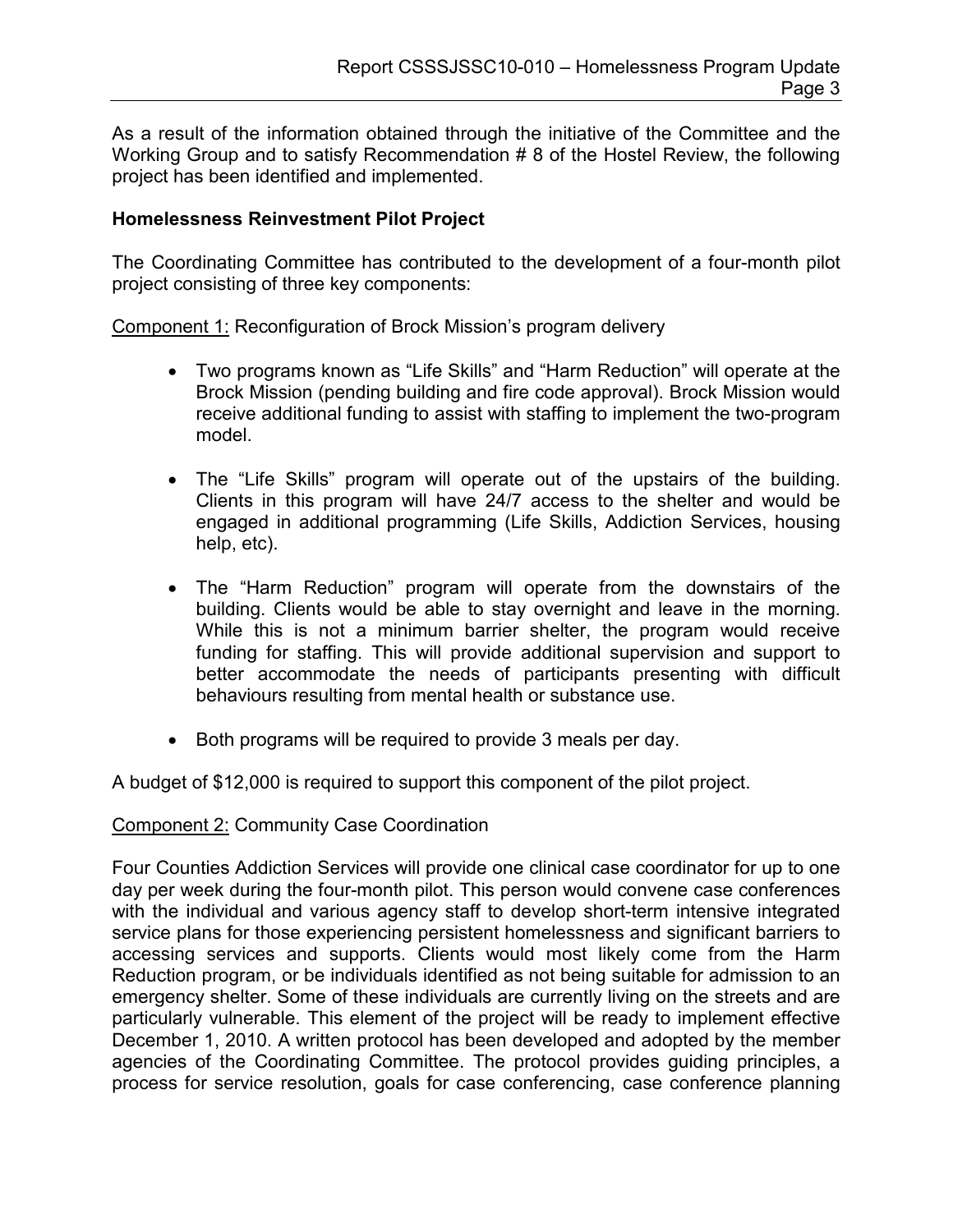As a result of the information obtained through the initiative of the Committee and the Working Group and to satisfy Recommendation # 8 of the Hostel Review, the following project has been identified and implemented.

**Homelessness Reinvestment Pilot Project**

The Coordinating Committee has contributed to the development of a four-month pilot project consisting of three key components:

Component 1: Reconfiguration of Brock Mission's program delivery

- Two programs known as "Life Skills" and "Harm Reduction" will operate at the Brock Mission (pending building and fire code approval). Brock Mission would receive additional funding to assist with staffing to implement the two-program model.

- The "Life Skills" program will operate out of the upstairs of the building. Clients in this program will have 24/7 access to the shelter and would be engaged in additional programming (Life Skills, Addiction Services, housing help, etc).

- The "Harm Reduction" program will operate from the downstairs of the building. Clients would be able to stay overnight and leave in the morning. While this is not a minimum barrier shelter, the program would receive funding for staffing. This will provide additional supervision and support to better accommodate the needs of participants presenting with difficult behaviours resulting from mental health or substance use.

- Both programs will be required to provide 3 meals per day.

A budget of $12,000 is required to support this component of the pilot project.

Component 2: Community Case Coordination

Four Counties Addiction Services will provide one clinical case coordinator for up to one day per week during the four-month pilot. This person would convene case conferences with the individual and various agency staff to develop short-term intensive integrated service plans for those experiencing persistent homelessness and significant barriers to accessing services and supports. Clients would most likely come from the Harm Reduction program, or be individuals identified as not being suitable for admission to an emergency shelter. Some of these individuals are currently living on the streets and are particularly vulnerable. This element of the project will be ready to implement effective December 1, 2010. A written protocol has been developed and adopted by the member agencies of the Coordinating Committee. The protocol provides guiding principles, a process for service resolution, goals for case conferencing, case conference planning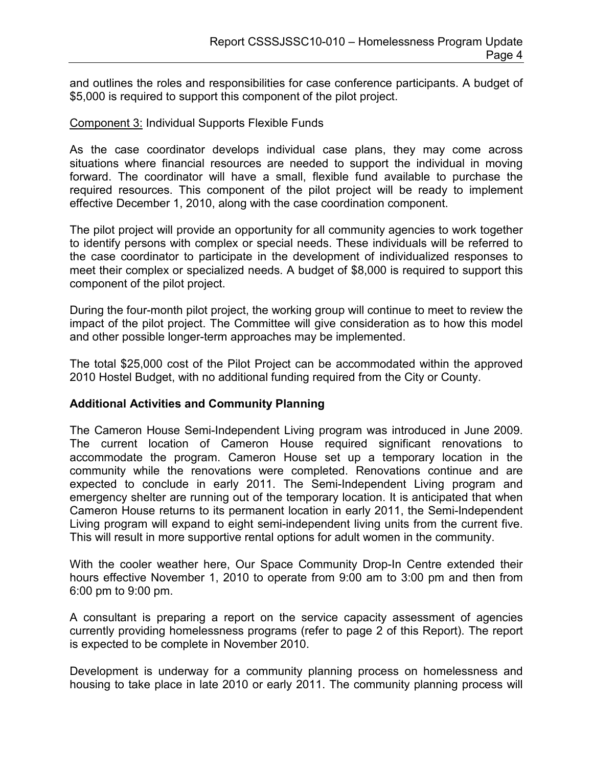and outlines the roles and responsibilities for case conference participants. A budget of $5,000 is required to support this component of the pilot project.

Component 3: Individual Supports Flexible Funds

As the case coordinator develops individual case plans, they may come across situations where financial resources are needed to support the individual in moving forward. The coordinator will have a small, flexible fund available to purchase the required resources. This component of the pilot project will be ready to implement effective December 1, 2010, along with the case coordination component.

The pilot project will provide an opportunity for all community agencies to work together to identify persons with complex or special needs. These individuals will be referred to the case coordinator to participate in the development of individualized responses to meet their complex or specialized needs. A budget of $8,000 is required to support this component of the pilot project.

During the four-month pilot project, the working group will continue to meet to review the impact of the pilot project. The Committee will give consideration as to how this model and other possible longer-term approaches may be implemented.

The total $25,000 cost of the Pilot Project can be accommodated within the approved 2010 Hostel Budget, with no additional funding required from the City or County.

**Additional Activities and Community Planning**

The Cameron House Semi-Independent Living program was introduced in June 2009. The current location of Cameron House required significant renovations to accommodate the program. Cameron House set up a temporary location in the community while the renovations were completed. Renovations continue and are expected to conclude in early 2011. The Semi-Independent Living program and emergency shelter are running out of the temporary location. It is anticipated that when Cameron House returns to its permanent location in early 2011, the Semi-Independent Living program will expand to eight semi-independent living units from the current five. This will result in more supportive rental options for adult women in the community.

With the cooler weather here, Our Space Community Drop-In Centre extended their hours effective November 1, 2010 to operate from 9:00 am to 3:00 pm and then from 6:00 pm to 9:00 pm.

A consultant is preparing a report on the service capacity assessment of agencies currently providing homelessness programs (refer to page 2 of this Report). The report is expected to be complete in November 2010.

Development is underway for a community planning process on homelessness and housing to take place in late 2010 or early 2011. The community planning process will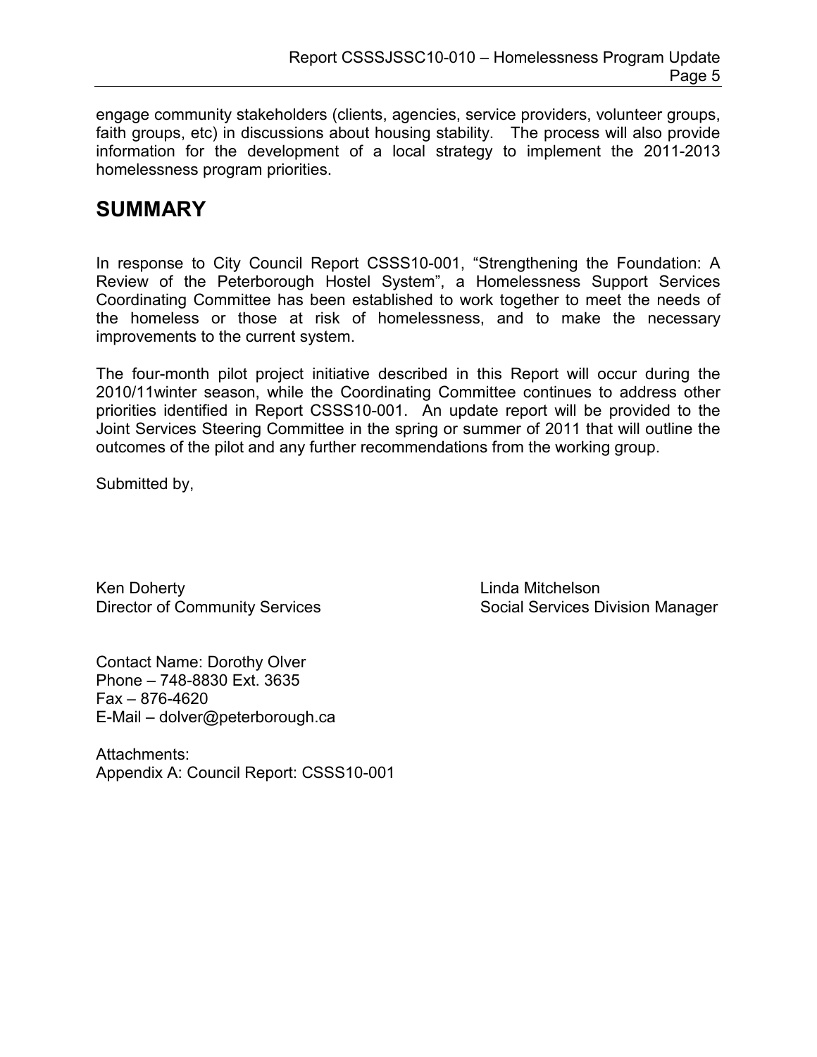engage community stakeholders (clients, agencies, service providers, volunteer groups, faith groups, etc) in discussions about housing stability. The process will also provide information for the development of a local strategy to implement the 2011-2013 homelessness program priorities.

# SUMMARY

In response to City Council Report CSSS10-001, "Strengthening the Foundation: A Review of the Peterborough Hostel System", a Homelessness Support Services Coordinating Committee has been established to work together to meet the needs of the homeless or those at risk of homelessness, and to make the necessary improvements to the current system.

The four-month pilot project initiative described in this Report will occur during the 2010/11winter season, while the Coordinating Committee continues to address other priorities identified in Report CSSS10-001. An update report will be provided to the Joint Services Steering Committee in the spring or summer of 2011 that will outline the outcomes of the pilot and any further recommendations from the working group.

Submitted by,

Ken Doherty
Director of Community Services

Linda Mitchelson
Social Services Division Manager

Contact Name: Dorothy Olver
Phone – 748-8830 Ext. 3635
Fax – 876-4620
E-Mail – dolver@peterborough.ca

Attachments:
Appendix A: Council Report: CSSS10-001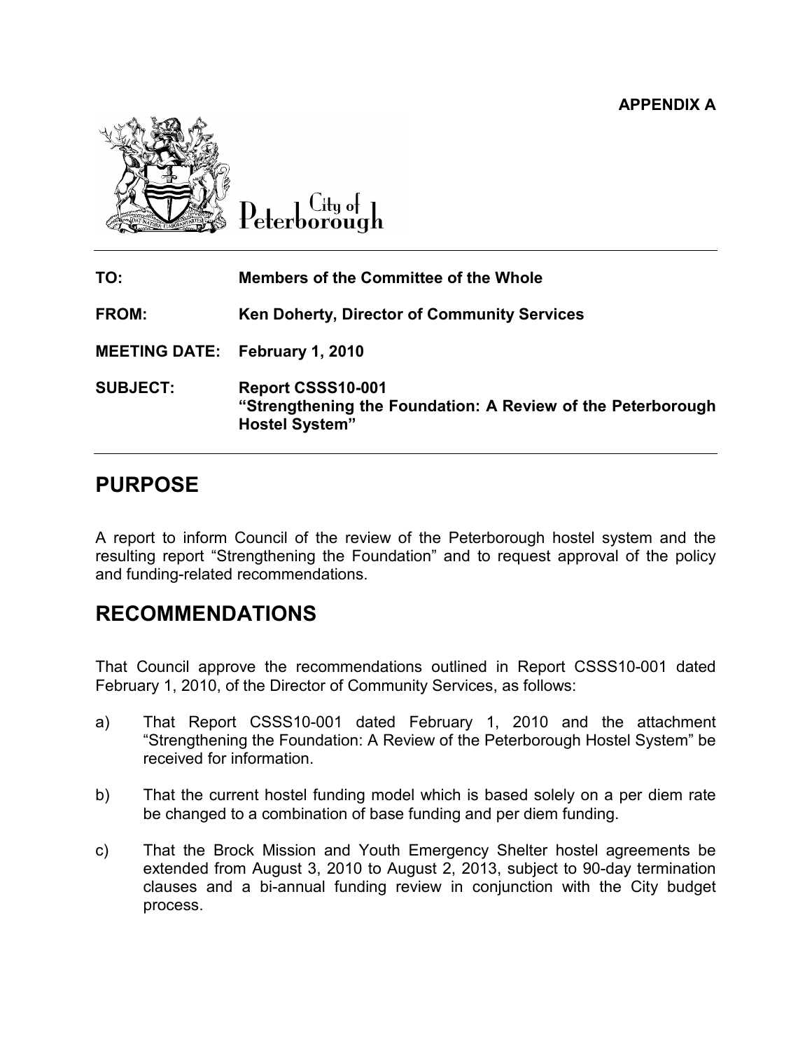**APPENDIX A**

City of Peterborough

| | |
|---|---|
| **TO:** | **Members of the Committee of the Whole** |
| **FROM:** | **Ken Doherty, Director of Community Services** |
| **MEETING DATE:** | **February 1, 2010** |
| **SUBJECT:** | **Report CSSS10-001**<br>**"Strengthening the Foundation: A Review of the Peterborough Hostel System"** |

# PURPOSE

A report to inform Council of the review of the Peterborough hostel system and the resulting report "Strengthening the Foundation" and to request approval of the policy and funding-related recommendations.

# RECOMMENDATIONS

That Council approve the recommendations outlined in Report CSSS10-001 dated February 1, 2010, of the Director of Community Services, as follows:

a) That Report CSSS10-001 dated February 1, 2010 and the attachment "Strengthening the Foundation: A Review of the Peterborough Hostel System" be received for information.

b) That the current hostel funding model which is based solely on a per diem rate be changed to a combination of base funding and per diem funding.

c) That the Brock Mission and Youth Emergency Shelter hostel agreements be extended from August 3, 2010 to August 2, 2013, subject to 90-day termination clauses and a bi-annual funding review in conjunction with the City budget process.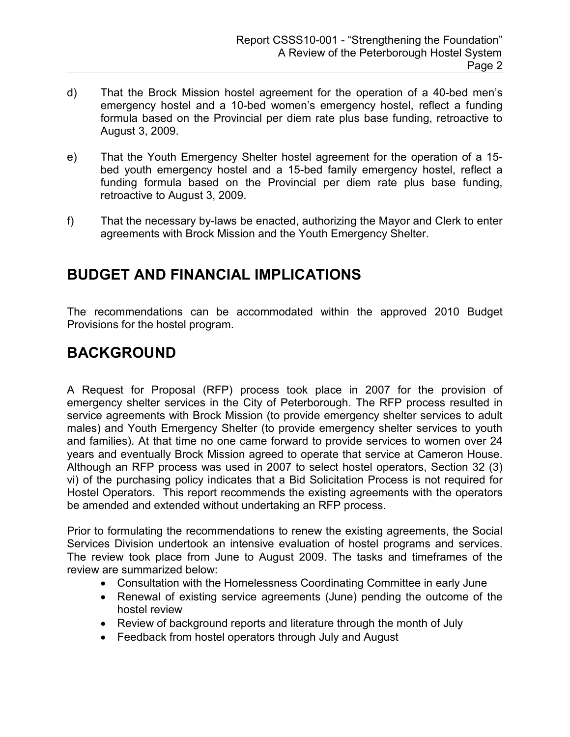d) That the Brock Mission hostel agreement for the operation of a 40-bed men's emergency hostel and a 10-bed women's emergency hostel, reflect a funding formula based on the Provincial per diem rate plus base funding, retroactive to August 3, 2009.

e) That the Youth Emergency Shelter hostel agreement for the operation of a 15-bed youth emergency hostel and a 15-bed family emergency hostel, reflect a funding formula based on the Provincial per diem rate plus base funding, retroactive to August 3, 2009.

f) That the necessary by-laws be enacted, authorizing the Mayor and Clerk to enter agreements with Brock Mission and the Youth Emergency Shelter.

## BUDGET AND FINANCIAL IMPLICATIONS

The recommendations can be accommodated within the approved 2010 Budget Provisions for the hostel program.

## BACKGROUND

A Request for Proposal (RFP) process took place in 2007 for the provision of emergency shelter services in the City of Peterborough. The RFP process resulted in service agreements with Brock Mission (to provide emergency shelter services to adult males) and Youth Emergency Shelter (to provide emergency shelter services to youth and families). At that time no one came forward to provide services to women over 24 years and eventually Brock Mission agreed to operate that service at Cameron House. Although an RFP process was used in 2007 to select hostel operators, Section 32 (3) vi) of the purchasing policy indicates that a Bid Solicitation Process is not required for Hostel Operators. This report recommends the existing agreements with the operators be amended and extended without undertaking an RFP process.

Prior to formulating the recommendations to renew the existing agreements, the Social Services Division undertook an intensive evaluation of hostel programs and services. The review took place from June to August 2009. The tasks and timeframes of the review are summarized below:

- Consultation with the Homelessness Coordinating Committee in early June
- Renewal of existing service agreements (June) pending the outcome of the hostel review
- Review of background reports and literature through the month of July
- Feedback from hostel operators through July and August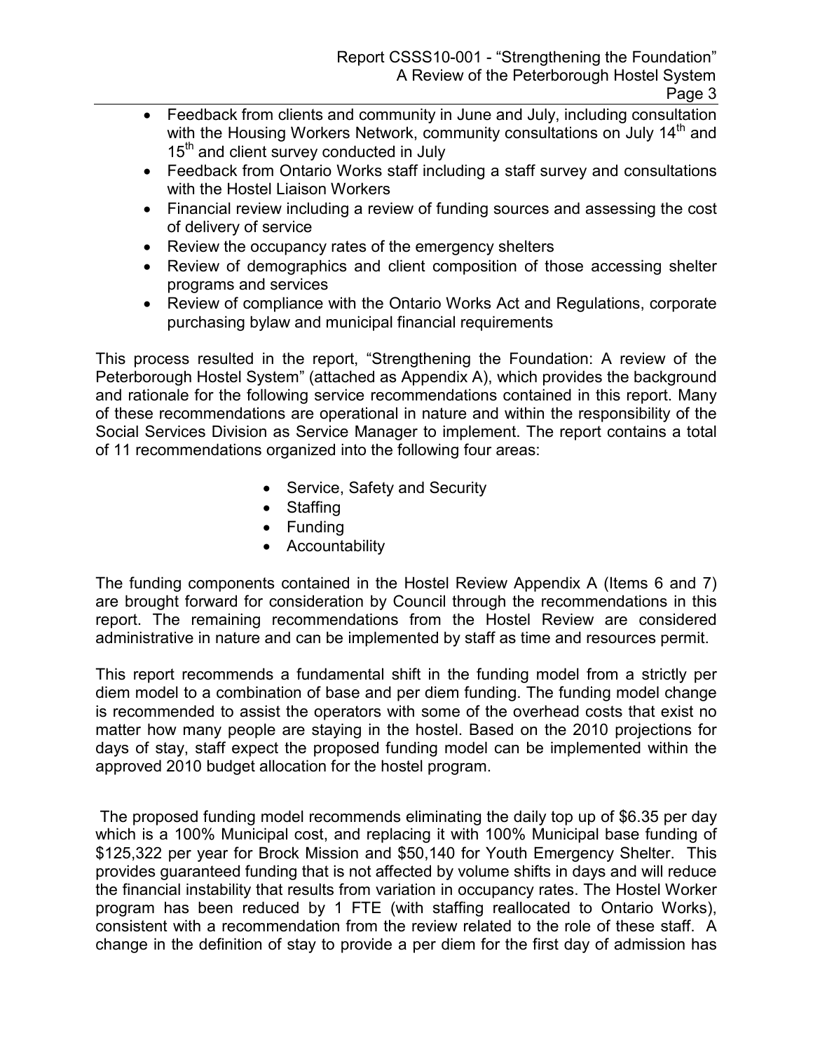- Feedback from clients and community in June and July, including consultation with the Housing Workers Network, community consultations on July 14th and 15th and client survey conducted in July
- Feedback from Ontario Works staff including a staff survey and consultations with the Hostel Liaison Workers
- Financial review including a review of funding sources and assessing the cost of delivery of service
- Review the occupancy rates of the emergency shelters
- Review of demographics and client composition of those accessing shelter programs and services
- Review of compliance with the Ontario Works Act and Regulations, corporate purchasing bylaw and municipal financial requirements

This process resulted in the report, "Strengthening the Foundation: A review of the Peterborough Hostel System" (attached as Appendix A), which provides the background and rationale for the following service recommendations contained in this report. Many of these recommendations are operational in nature and within the responsibility of the Social Services Division as Service Manager to implement. The report contains a total of 11 recommendations organized into the following four areas:

- Service, Safety and Security
- Staffing
- Funding
- Accountability

The funding components contained in the Hostel Review Appendix A (Items 6 and 7) are brought forward for consideration by Council through the recommendations in this report. The remaining recommendations from the Hostel Review are considered administrative in nature and can be implemented by staff as time and resources permit.

This report recommends a fundamental shift in the funding model from a strictly per diem model to a combination of base and per diem funding. The funding model change is recommended to assist the operators with some of the overhead costs that exist no matter how many people are staying in the hostel. Based on the 2010 projections for days of stay, staff expect the proposed funding model can be implemented within the approved 2010 budget allocation for the hostel program.

The proposed funding model recommends eliminating the daily top up of $6.35 per day which is a 100% Municipal cost, and replacing it with 100% Municipal base funding of $125,322 per year for Brock Mission and $50,140 for Youth Emergency Shelter. This provides guaranteed funding that is not affected by volume shifts in days and will reduce the financial instability that results from variation in occupancy rates. The Hostel Worker program has been reduced by 1 FTE (with staffing reallocated to Ontario Works), consistent with a recommendation from the review related to the role of these staff. A change in the definition of stay to provide a per diem for the first day of admission has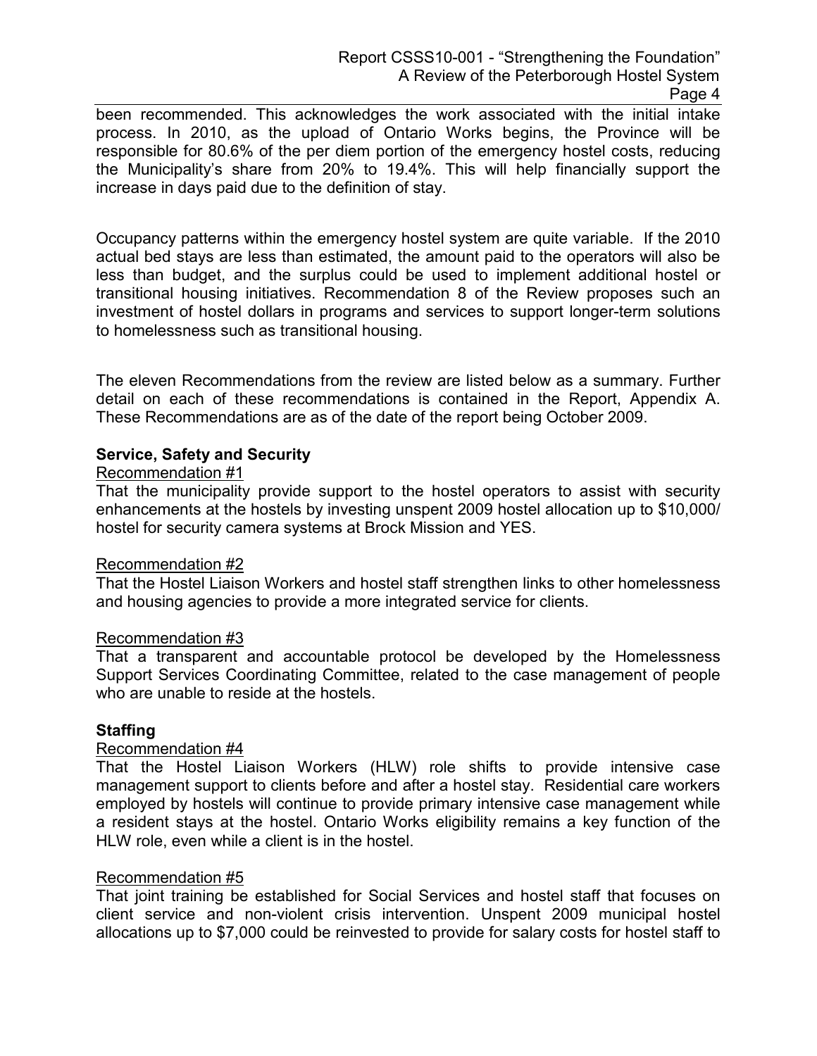been recommended. This acknowledges the work associated with the initial intake process. In 2010, as the upload of Ontario Works begins, the Province will be responsible for 80.6% of the per diem portion of the emergency hostel costs, reducing the Municipality's share from 20% to 19.4%. This will help financially support the increase in days paid due to the definition of stay.

Occupancy patterns within the emergency hostel system are quite variable. If the 2010 actual bed stays are less than estimated, the amount paid to the operators will also be less than budget, and the surplus could be used to implement additional hostel or transitional housing initiatives. Recommendation 8 of the Review proposes such an investment of hostel dollars in programs and services to support longer-term solutions to homelessness such as transitional housing.

The eleven Recommendations from the review are listed below as a summary. Further detail on each of these recommendations is contained in the Report, Appendix A. These Recommendations are as of the date of the report being October 2009.

**Service, Safety and Security**

Recommendation #1

That the municipality provide support to the hostel operators to assist with security enhancements at the hostels by investing unspent 2009 hostel allocation up to $10,000/ hostel for security camera systems at Brock Mission and YES.

Recommendation #2

That the Hostel Liaison Workers and hostel staff strengthen links to other homelessness and housing agencies to provide a more integrated service for clients.

Recommendation #3

That a transparent and accountable protocol be developed by the Homelessness Support Services Coordinating Committee, related to the case management of people who are unable to reside at the hostels.

**Staffing**

Recommendation #4

That the Hostel Liaison Workers (HLW) role shifts to provide intensive case management support to clients before and after a hostel stay. Residential care workers employed by hostels will continue to provide primary intensive case management while a resident stays at the hostel. Ontario Works eligibility remains a key function of the HLW role, even while a client is in the hostel.

Recommendation #5

That joint training be established for Social Services and hostel staff that focuses on client service and non-violent crisis intervention. Unspent 2009 municipal hostel allocations up to $7,000 could be reinvested to provide for salary costs for hostel staff to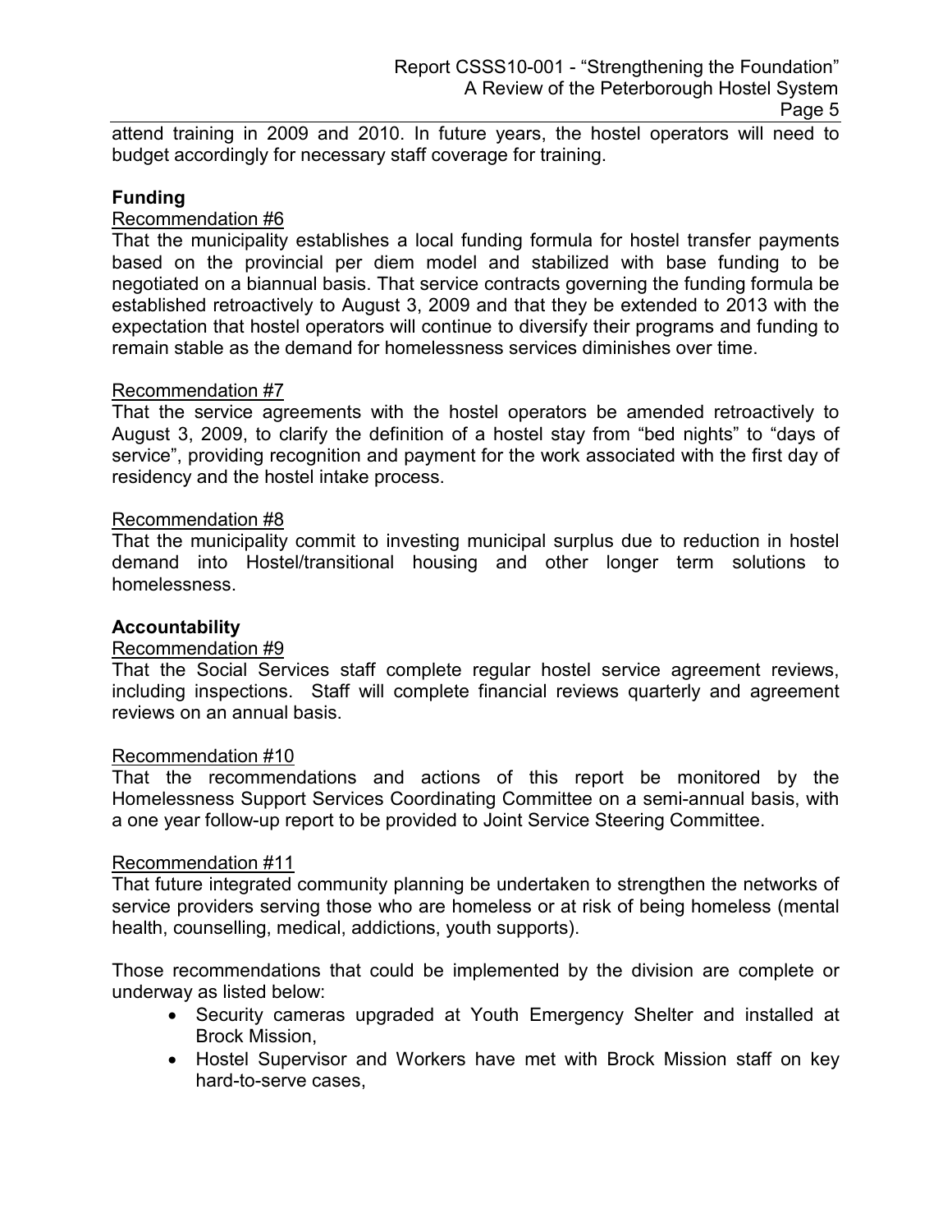attend training in 2009 and 2010. In future years, the hostel operators will need to budget accordingly for necessary staff coverage for training.

**Funding**

Recommendation #6

That the municipality establishes a local funding formula for hostel transfer payments based on the provincial per diem model and stabilized with base funding to be negotiated on a biannual basis. That service contracts governing the funding formula be established retroactively to August 3, 2009 and that they be extended to 2013 with the expectation that hostel operators will continue to diversify their programs and funding to remain stable as the demand for homelessness services diminishes over time.

Recommendation #7

That the service agreements with the hostel operators be amended retroactively to August 3, 2009, to clarify the definition of a hostel stay from "bed nights" to "days of service", providing recognition and payment for the work associated with the first day of residency and the hostel intake process.

Recommendation #8

That the municipality commit to investing municipal surplus due to reduction in hostel demand into Hostel/transitional housing and other longer term solutions to homelessness.

**Accountability**

Recommendation #9

That the Social Services staff complete regular hostel service agreement reviews, including inspections. Staff will complete financial reviews quarterly and agreement reviews on an annual basis.

Recommendation #10

That the recommendations and actions of this report be monitored by the Homelessness Support Services Coordinating Committee on a semi-annual basis, with a one year follow-up report to be provided to Joint Service Steering Committee.

Recommendation #11

That future integrated community planning be undertaken to strengthen the networks of service providers serving those who are homeless or at risk of being homeless (mental health, counselling, medical, addictions, youth supports).

Those recommendations that could be implemented by the division are complete or underway as listed below:

- Security cameras upgraded at Youth Emergency Shelter and installed at Brock Mission,
- Hostel Supervisor and Workers have met with Brock Mission staff on key hard-to-serve cases,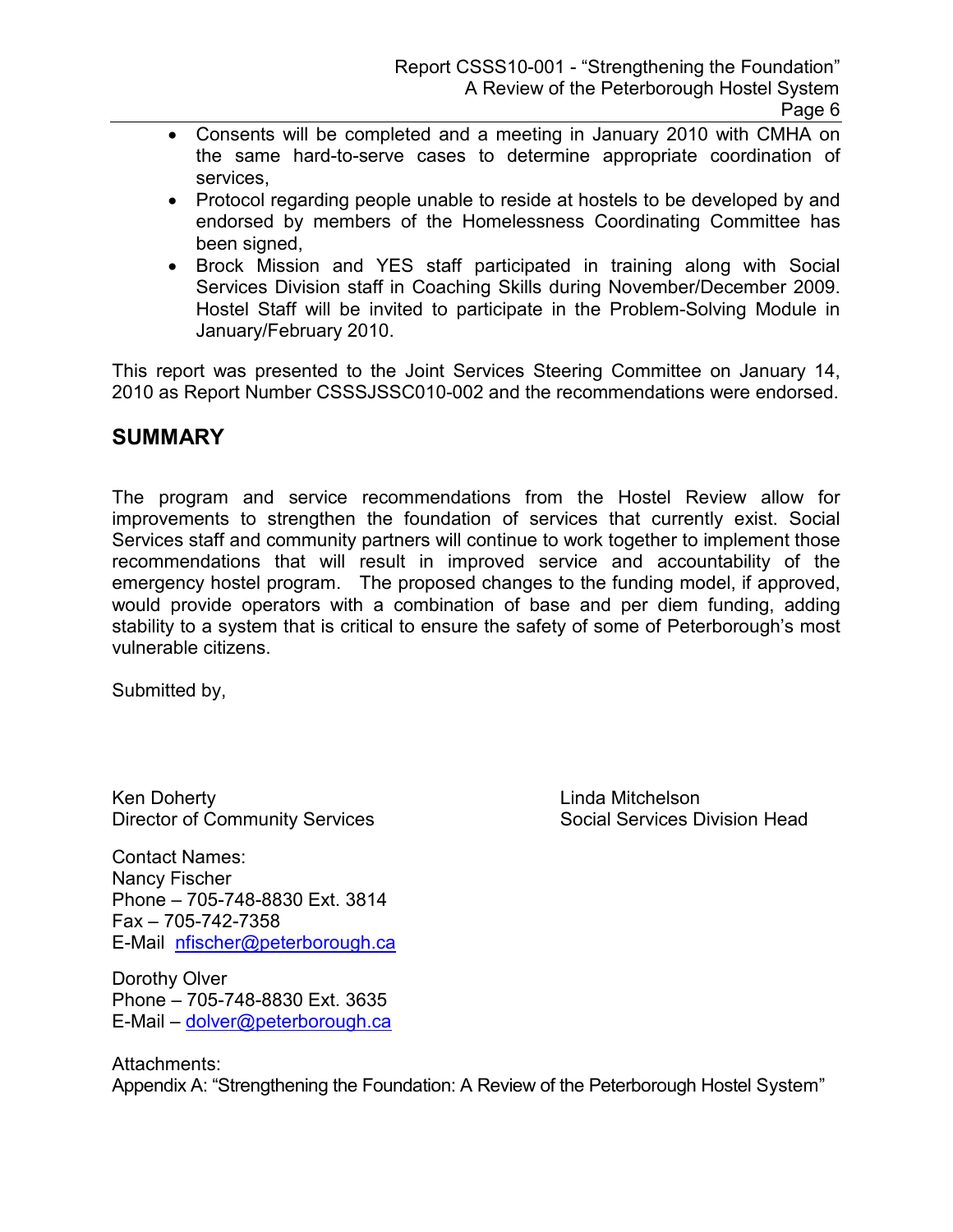- Consents will be completed and a meeting in January 2010 with CMHA on the same hard-to-serve cases to determine appropriate coordination of services,
- Protocol regarding people unable to reside at hostels to be developed by and endorsed by members of the Homelessness Coordinating Committee has been signed,
- Brock Mission and YES staff participated in training along with Social Services Division staff in Coaching Skills during November/December 2009. Hostel Staff will be invited to participate in the Problem-Solving Module in January/February 2010.

This report was presented to the Joint Services Steering Committee on January 14, 2010 as Report Number CSSSJSSC010-002 and the recommendations were endorsed.

## SUMMARY

The program and service recommendations from the Hostel Review allow for improvements to strengthen the foundation of services that currently exist. Social Services staff and community partners will continue to work together to implement those recommendations that will result in improved service and accountability of the emergency hostel program. The proposed changes to the funding model, if approved, would provide operators with a combination of base and per diem funding, adding stability to a system that is critical to ensure the safety of some of Peterborough's most vulnerable citizens.

Submitted by,

Ken Doherty
Director of Community Services

Linda Mitchelson
Social Services Division Head

Contact Names:
Nancy Fischer
Phone – 705-748-8830 Ext. 3814
Fax – 705-742-7358
E-Mail nfischer@peterborough.ca

Dorothy Olver
Phone – 705-748-8830 Ext. 3635
E-Mail – dolver@peterborough.ca

Attachments:
Appendix A: "Strengthening the Foundation: A Review of the Peterborough Hostel System"